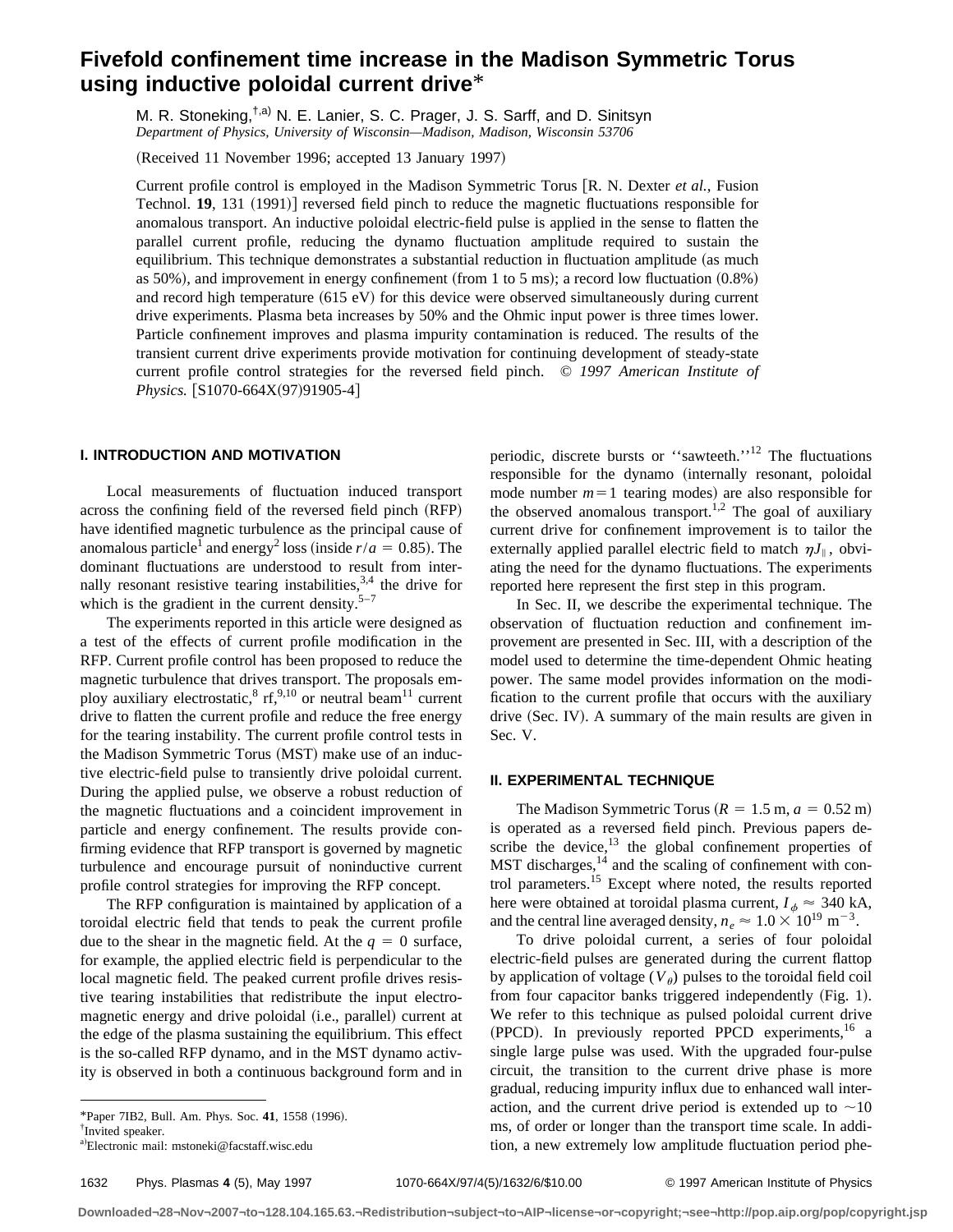# Fivefold confinement time increase in the Madison Symmetric Torus using inductive poloidal current drive*

M. R. Stoneking,[†,a)] N. E. Lanier, S. C. Prager, J. S. Sarff, and D. Sinitsyn
*Department of Physics, University of Wisconsin—Madison, Madison, Wisconsin 53706*

(Received 11 November 1996; accepted 13 January 1997)

Current profile control is employed in the Madison Symmetric Torus [R. N. Dexter *et al.*, Fusion Technol. **19**, 131 (1991)] reversed field pinch to reduce the magnetic fluctuations responsible for anomalous transport. An inductive poloidal electric-field pulse is applied in the sense to flatten the parallel current profile, reducing the dynamo fluctuation amplitude required to sustain the equilibrium. This technique demonstrates a substantial reduction in fluctuation amplitude (as much as 50%), and improvement in energy confinement (from 1 to 5 ms); a record low fluctuation (0.8%) and record high temperature (615 eV) for this device were observed simultaneously during current drive experiments. Plasma beta increases by 50% and the Ohmic input power is three times lower. Particle confinement improves and plasma impurity contamination is reduced. The results of the transient current drive experiments provide motivation for continuing development of steady-state current profile control strategies for the reversed field pinch. © *1997 American Institute of Physics.* [S1070-664X(97)91905-4]

## I. INTRODUCTION AND MOTIVATION

Local measurements of fluctuation induced transport across the confining field of the reversed field pinch (RFP) have identified magnetic turbulence as the principal cause of anomalous particle[1] and energy[2] loss (inside $r/a = 0.85$). The dominant fluctuations are understood to result from internally resonant resistive tearing instabilities,[3,4] the drive for which is the gradient in the current density.[5–7]

The experiments reported in this article were designed as a test of the effects of current profile modification in the RFP. Current profile control has been proposed to reduce the magnetic turbulence that drives transport. The proposals employ auxiliary electrostatic,[8] rf,[9,10] or neutral beam[11] current drive to flatten the current profile and reduce the free energy for the tearing instability. The current profile control tests in the Madison Symmetric Torus (MST) make use of an inductive electric-field pulse to transiently drive poloidal current. During the applied pulse, we observe a robust reduction of the magnetic fluctuations and a coincident improvement in particle and energy confinement. The results provide confirming evidence that RFP transport is governed by magnetic turbulence and encourage pursuit of noninductive current profile control strategies for improving the RFP concept.

The RFP configuration is maintained by application of a toroidal electric field that tends to peak the current profile due to the shear in the magnetic field. At the $q = 0$ surface, for example, the applied electric field is perpendicular to the local magnetic field. The peaked current profile drives resistive tearing instabilities that redistribute the input electromagnetic energy and drive poloidal (i.e., parallel) current at the edge of the plasma sustaining the equilibrium. This effect is the so-called RFP dynamo, and in the MST dynamo activity is observed in both a continuous background form and in periodic, discrete bursts or ''sawteeth.''[12] The fluctuations responsible for the dynamo (internally resonant, poloidal mode number $m=1$ tearing modes) are also responsible for the observed anomalous transport.[1,2] The goal of auxiliary current drive for confinement improvement is to tailor the externally applied parallel electric field to match $\eta J_{\parallel}$, obviating the need for the dynamo fluctuations. The experiments reported here represent the first step in this program.

In Sec. II, we describe the experimental technique. The observation of fluctuation reduction and confinement improvement are presented in Sec. III, with a description of the model used to determine the time-dependent Ohmic heating power. The same model provides information on the modification to the current profile that occurs with the auxiliary drive (Sec. IV). A summary of the main results are given in Sec. V.

## II. EXPERIMENTAL TECHNIQUE

The Madison Symmetric Torus ($R = 1.5$ m, $a = 0.52$ m) is operated as a reversed field pinch. Previous papers describe the device,[13] the global confinement properties of MST discharges,[14] and the scaling of confinement with control parameters.[15] Except where noted, the results reported here were obtained at toroidal plasma current, $I_{\phi} \approx 340$ kA, and the central line averaged density, $n_e \approx 1.0 \times 10^{19}$ m$^{-3}$.

To drive poloidal current, a series of four poloidal electric-field pulses are generated during the current flattop by application of voltage ($V_{\theta}$) pulses to the toroidal field coil from four capacitor banks triggered independently (Fig. 1). We refer to this technique as pulsed poloidal current drive (PPCD). In previously reported PPCD experiments,[16] a single large pulse was used. With the upgraded four-pulse circuit, the transition to the current drive phase is more gradual, reducing impurity influx due to enhanced wall interaction, and the current drive period is extended up to ~10 ms, of order or longer than the transport time scale. In addition, a new extremely low amplitude fluctuation period phe-

*Paper 7IB2, Bull. Am. Phys. Soc. **41**, 1558 (1996).
†Invited speaker.
a)Electronic mail: mstoneki@facstaff.wisc.edu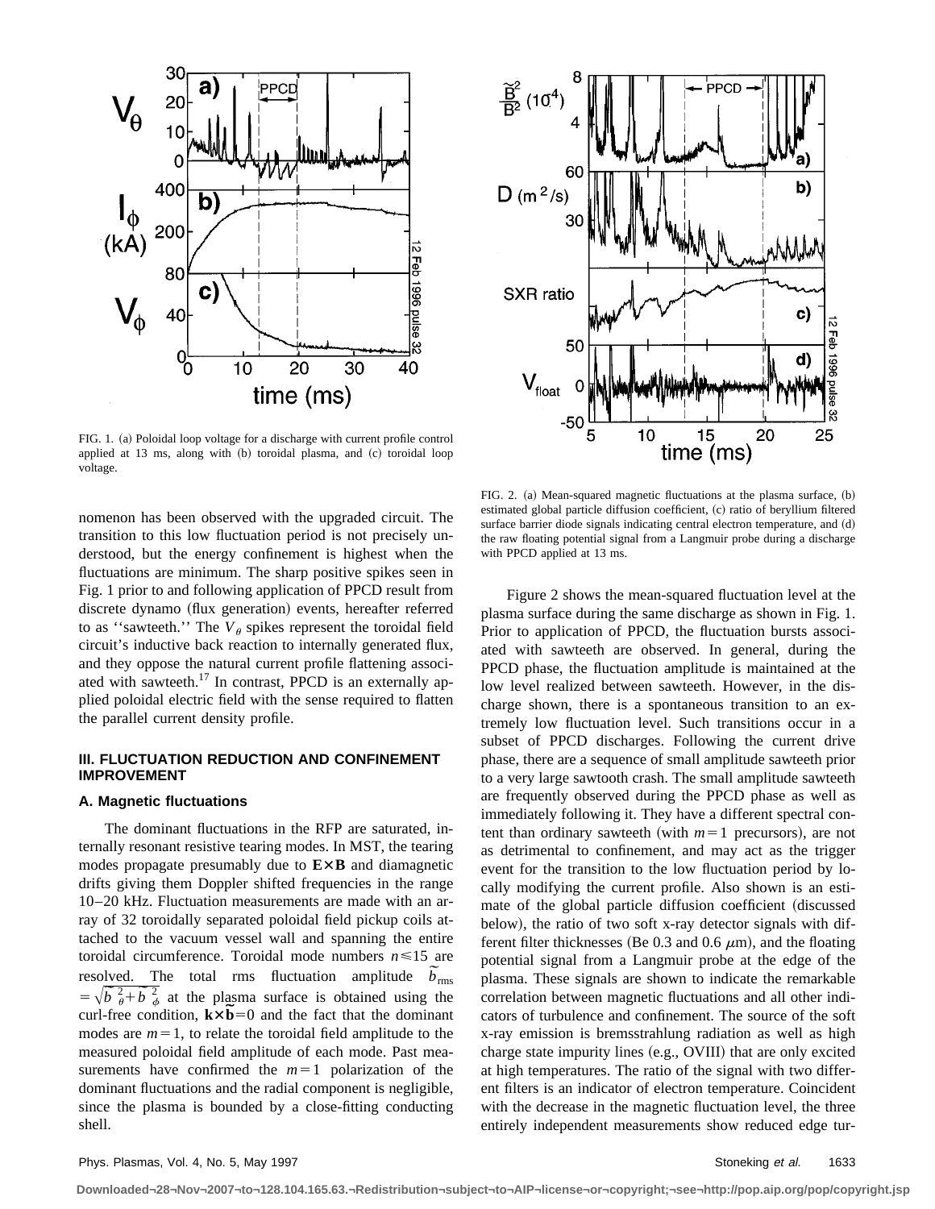FIG. 1. (a) Poloidal loop voltage for a discharge with current profile control applied at 13 ms, along with (b) toroidal plasma, and (c) toroidal loop voltage.

nomenon has been observed with the upgraded circuit. The transition to this low fluctuation period is not precisely understood, but the energy confinement is highest when the fluctuations are minimum. The sharp positive spikes seen in Fig. 1 prior to and following application of PPCD result from discrete dynamo (flux generation) events, hereafter referred to as ''sawteeth.'' The $V_\theta$ spikes represent the toroidal field circuit's inductive back reaction to internally generated flux, and they oppose the natural current profile flattening associated with sawteeth.[17] In contrast, PPCD is an externally applied poloidal electric field with the sense required to flatten the parallel current density profile.

## III. FLUCTUATION REDUCTION AND CONFINEMENT IMPROVEMENT

### A. Magnetic fluctuations

The dominant fluctuations in the RFP are saturated, internally resonant resistive tearing modes. In MST, the tearing modes propagate presumably due to $\mathbf{E}\times\mathbf{B}$ and diamagnetic drifts giving them Doppler shifted frequencies in the range 10–20 kHz. Fluctuation measurements are made with an array of 32 toroidally separated poloidal field pickup coils attached to the vacuum vessel wall and spanning the entire toroidal circumference. Toroidal mode numbers $n \leqslant 15$ are resolved. The total rms fluctuation amplitude $\tilde{b}_{\mathrm{rms}} = \sqrt{\tilde{b}_\theta^2 + \tilde{b}_\phi^2}$ at the plasma surface is obtained using the curl-free condition, $\mathbf{k}\times\tilde{\mathbf{b}}=0$ and the fact that the dominant modes are $m=1$, to relate the toroidal field amplitude to the measured poloidal field amplitude of each mode. Past measurements have confirmed the $m=1$ polarization of the dominant fluctuations and the radial component is negligible, since the plasma is bounded by a close-fitting conducting shell.

FIG. 2. (a) Mean-squared magnetic fluctuations at the plasma surface, (b) estimated global particle diffusion coefficient, (c) ratio of beryllium filtered surface barrier diode signals indicating central electron temperature, and (d) the raw floating potential signal from a Langmuir probe during a discharge with PPCD applied at 13 ms.

Figure 2 shows the mean-squared fluctuation level at the plasma surface during the same discharge as shown in Fig. 1. Prior to application of PPCD, the fluctuation bursts associated with sawteeth are observed. In general, during the PPCD phase, the fluctuation amplitude is maintained at the low level realized between sawteeth. However, in the discharge shown, there is a spontaneous transition to an extremely low fluctuation level. Such transitions occur in a subset of PPCD discharges. Following the current drive phase, there are a sequence of small amplitude sawteeth prior to a very large sawtooth crash. The small amplitude sawteeth are frequently observed during the PPCD phase as well as immediately following it. They have a different spectral content than ordinary sawteeth (with $m=1$ precursors), are not as detrimental to confinement, and may act as the trigger event for the transition to the low fluctuation period by locally modifying the current profile. Also shown is an estimate of the global particle diffusion coefficient (discussed below), the ratio of two soft x-ray detector signals with different filter thicknesses (Be 0.3 and 0.6 $\mu$m), and the floating potential signal from a Langmuir probe at the edge of the plasma. These signals are shown to indicate the remarkable correlation between magnetic fluctuations and all other indicators of turbulence and confinement. The source of the soft x-ray emission is bremsstrahlung radiation as well as high charge state impurity lines (e.g., OVIII) that are only excited at high temperatures. The ratio of the signal with two different filters is an indicator of electron temperature. Coincident with the decrease in the magnetic fluctuation level, the three entirely independent measurements show reduced edge tur-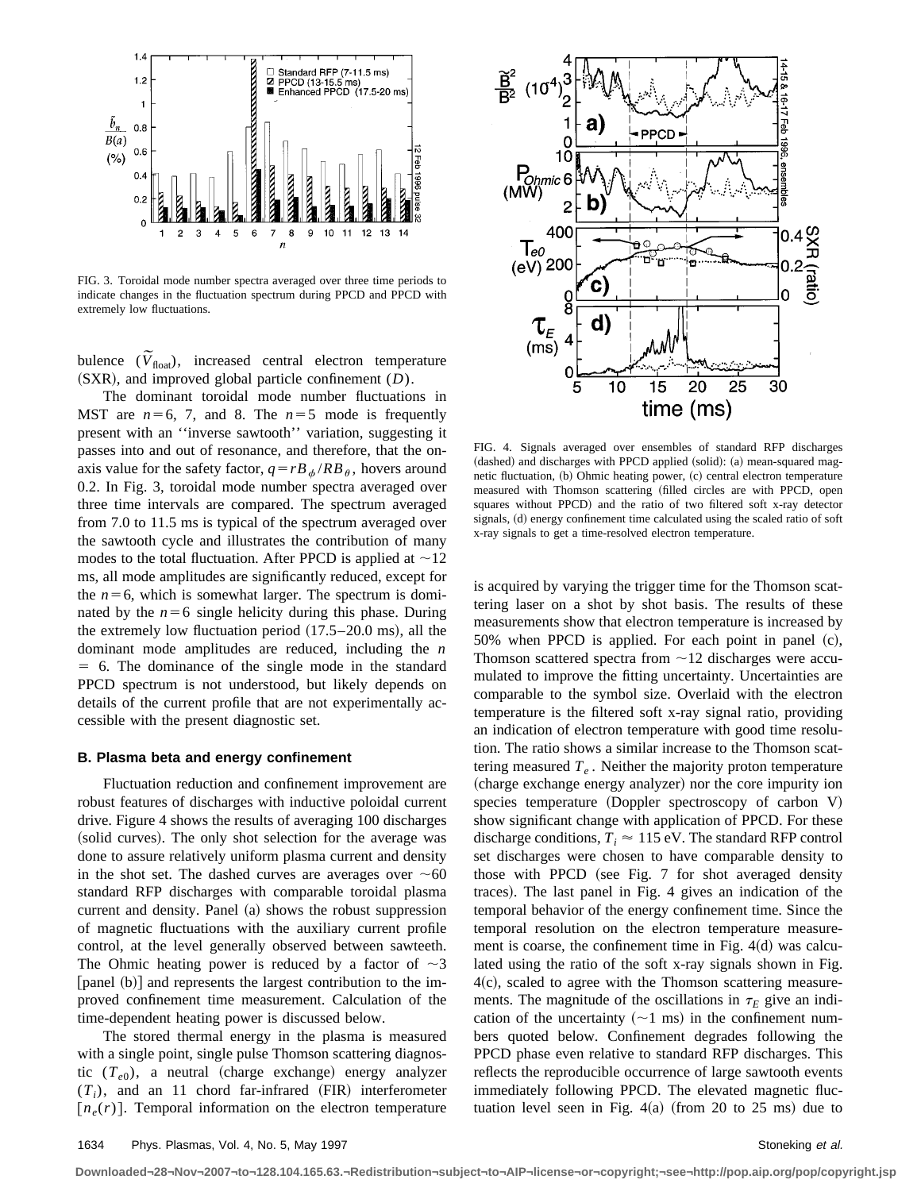FIG. 3. Toroidal mode number spectra averaged over three time periods to indicate changes in the fluctuation spectrum during PPCD and PPCD with extremely low fluctuations.

bulence ($\tilde{V}_{\text{float}}$), increased central electron temperature (SXR), and improved global particle confinement ($D$).

The dominant toroidal mode number fluctuations in MST are $n=6$, 7, and 8. The $n=5$ mode is frequently present with an ''inverse sawtooth'' variation, suggesting it passes into and out of resonance, and therefore, that the on-axis value for the safety factor, $q=rB_\phi/RB_\theta$, hovers around 0.2. In Fig. 3, toroidal mode number spectra averaged over three time intervals are compared. The spectrum averaged from 7.0 to 11.5 ms is typical of the spectrum averaged over the sawtooth cycle and illustrates the contribution of many modes to the total fluctuation. After PPCD is applied at $\sim$12 ms, all mode amplitudes are significantly reduced, except for the $n=6$, which is somewhat larger. The spectrum is dominated by the $n=6$ single helicity during this phase. During the extremely low fluctuation period (17.5–20.0 ms), all the dominant mode amplitudes are reduced, including the $n = 6$. The dominance of the single mode in the standard PPCD spectrum is not understood, but likely depends on details of the current profile that are not experimentally accessible with the present diagnostic set.

### B. Plasma beta and energy confinement

Fluctuation reduction and confinement improvement are robust features of discharges with inductive poloidal current drive. Figure 4 shows the results of averaging 100 discharges (solid curves). The only shot selection for the average was done to assure relatively uniform plasma current and density in the shot set. The dashed curves are averages over $\sim$60 standard RFP discharges with comparable toroidal plasma current and density. Panel (a) shows the robust suppression of magnetic fluctuations with the auxiliary current profile control, at the level generally observed between sawteeth. The Ohmic heating power is reduced by a factor of $\sim$3 [panel (b)] and represents the largest contribution to the improved confinement time measurement. Calculation of the time-dependent heating power is discussed below.

The stored thermal energy in the plasma is measured with a single point, single pulse Thomson scattering diagnostic ($T_{e0}$), a neutral (charge exchange) energy analyzer ($T_i$), and an 11 chord far-infrared (FIR) interferometer [$n_e(r)$]. Temporal information on the electron temperature is acquired by varying the trigger time for the Thomson scattering laser on a shot by shot basis. The results of these measurements show that electron temperature is increased by 50% when PPCD is applied. For each point in panel (c), Thomson scattered spectra from $\sim$12 discharges were accumulated to improve the fitting uncertainty. Uncertainties are comparable to the symbol size. Overlaid with the electron temperature is the filtered soft x-ray signal ratio, providing an indication of electron temperature with good time resolution. The ratio shows a similar increase to the Thomson scattering measured $T_e$. Neither the majority proton temperature (charge exchange energy analyzer) nor the core impurity ion species temperature (Doppler spectroscopy of carbon V) show significant change with application of PPCD. For these discharge conditions, $T_i \approx 115$ eV. The standard RFP control set discharges were chosen to have comparable density to those with PPCD (see Fig. 7 for shot averaged density traces). The last panel in Fig. 4 gives an indication of the temporal behavior of the energy confinement time. Since the temporal resolution on the electron temperature measurement is coarse, the confinement time in Fig. 4(d) was calculated using the ratio of the soft x-ray signals shown in Fig. 4(c), scaled to agree with the Thomson scattering measurements. The magnitude of the oscillations in $\tau_E$ give an indication of the uncertainty ($\sim$1 ms) in the confinement numbers quoted below. Confinement degrades following the PPCD phase even relative to standard RFP discharges. This reflects the reproducible occurrence of large sawtooth events immediately following PPCD. The elevated magnetic fluctuation level seen in Fig. 4(a) (from 20 to 25 ms) due to

FIG. 4. Signals averaged over ensembles of standard RFP discharges (dashed) and discharges with PPCD applied (solid): (a) mean-squared magnetic fluctuation, (b) Ohmic heating power, (c) central electron temperature measured with Thomson scattering (filled circles are with PPCD, open squares without PPCD) and the ratio of two filtered soft x-ray detector signals, (d) energy confinement time calculated using the scaled ratio of soft x-ray signals to get a time-resolved electron temperature.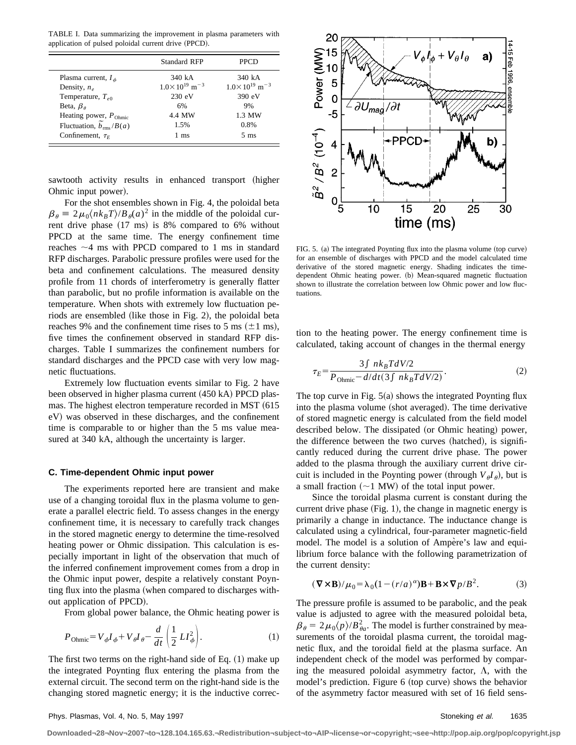TABLE I. Data summarizing the improvement in plasma parameters with application of pulsed poloidal current drive (PPCD).

| | Standard RFP | PPCD |
|---|---|---|
| Plasma current, $I_\phi$ | 340 kA | 340 kA |
| Density, $n_e$ | $1.0\times10^{19}$ m$^{-3}$ | $1.0\times10^{19}$ m$^{-3}$ |
| Temperature, $T_{e0}$ | 230 eV | 390 eV |
| Beta, $\beta_\theta$ | 6% | 9% |
| Heating power, $P_{\mathrm{Ohmic}}$ | 4.4 MW | 1.3 MW |
| Fluctuation, $\tilde{b}_{\mathrm{rms}}/B(a)$ | 1.5% | 0.8% |
| Confinement, $\tau_E$ | 1 ms | 5 ms |

sawtooth activity results in enhanced transport (higher Ohmic input power).

For the shot ensembles shown in Fig. 4, the poloidal beta $\beta_\theta \equiv 2\mu_0\langle nk_BT\rangle/B_\theta(a)^2$ in the middle of the poloidal current drive phase (17 ms) is 8% compared to 6% without PPCD at the same time. The energy confinement time reaches ~4 ms with PPCD compared to 1 ms in standard RFP discharges. Parabolic pressure profiles were used for the beta and confinement calculations. The measured density profile from 11 chords of interferometry is generally flatter than parabolic, but no profile information is available on the temperature. When shots with extremely low fluctuation periods are ensembled (like those in Fig. 2), the poloidal beta reaches 9% and the confinement time rises to 5 ms ($\pm$1 ms), five times the confinement observed in standard RFP discharges. Table I summarizes the confinement numbers for standard discharges and the PPCD case with very low magnetic fluctuations.

Extremely low fluctuation events similar to Fig. 2 have been observed in higher plasma current (450 kA) PPCD plasmas. The highest electron temperature recorded in MST (615 eV) was observed in these discharges, and the confinement time is comparable to or higher than the 5 ms value measured at 340 kA, although the uncertainty is larger.

### C. Time-dependent Ohmic input power

The experiments reported here are transient and make use of a changing toroidal flux in the plasma volume to generate a parallel electric field. To assess changes in the energy confinement time, it is necessary to carefully track changes in the stored magnetic energy to determine the time-resolved heating power or Ohmic dissipation. This calculation is especially important in light of the observation that much of the inferred confinement improvement comes from a drop in the Ohmic input power, despite a relatively constant Poynting flux into the plasma (when compared to discharges without application of PPCD).

From global power balance, the Ohmic heating power is

$$P_{\mathrm{Ohmic}} = V_\phi I_\phi + V_\theta I_\theta - \frac{d}{dt}\left(\frac{1}{2}LI_\phi^2\right). \tag{1}$$

The first two terms on the right-hand side of Eq. (1) make up the integrated Poynting flux entering the plasma from the external circuit. The second term on the right-hand side is the changing stored magnetic energy; it is the inductive correction to the heating power. The energy confinement time is calculated, taking account of changes in the thermal energy

$$\tau_E = \frac{3\int nk_BT dV/2}{P_{\mathrm{Ohmic}} - d/dt(3\int nk_BT dV/2)}. \tag{2}$$

FIG. 5. (a) The integrated Poynting flux into the plasma volume (top curve) for an ensemble of discharges with PPCD and the model calculated time derivative of the stored magnetic energy. Shading indicates the time-dependent Ohmic heating power. (b) Mean-squared magnetic fluctuation shown to illustrate the correlation between low Ohmic power and low fluctuations.

The top curve in Fig. 5(a) shows the integrated Poynting flux into the plasma volume (shot averaged). The time derivative of stored magnetic energy is calculated from the field model described below. The dissipated (or Ohmic heating) power, the difference between the two curves (hatched), is significantly reduced during the current drive phase. The power added to the plasma through the auxiliary current drive circuit is included in the Poynting power (through $V_\theta I_\theta$), but is a small fraction (~1 MW) of the total input power.

Since the toroidal plasma current is constant during the current drive phase (Fig. 1), the change in magnetic energy is primarily a change in inductance. The inductance change is calculated using a cylindrical, four-parameter magnetic-field model. The model is a solution of Ampère's law and equilibrium force balance with the following parametrization of the current density:

$$(\nabla\times\mathbf{B})/\mu_0 = \lambda_0(1-(r/a)^\alpha)\mathbf{B} + \mathbf{B}\times\nabla p/B^2. \tag{3}$$

The pressure profile is assumed to be parabolic, and the peak value is adjusted to agree with the measured poloidal beta, $\beta_\theta = 2\mu_0\langle p\rangle/B_{\theta a}^2$. The model is further constrained by measurements of the toroidal plasma current, the toroidal magnetic flux, and the toroidal field at the plasma surface. An independent check of the model was performed by comparing the measured poloidal asymmetry factor, $\Lambda$, with the model's prediction. Figure 6 (top curve) shows the behavior of the asymmetry factor measured with set of 16 field sens-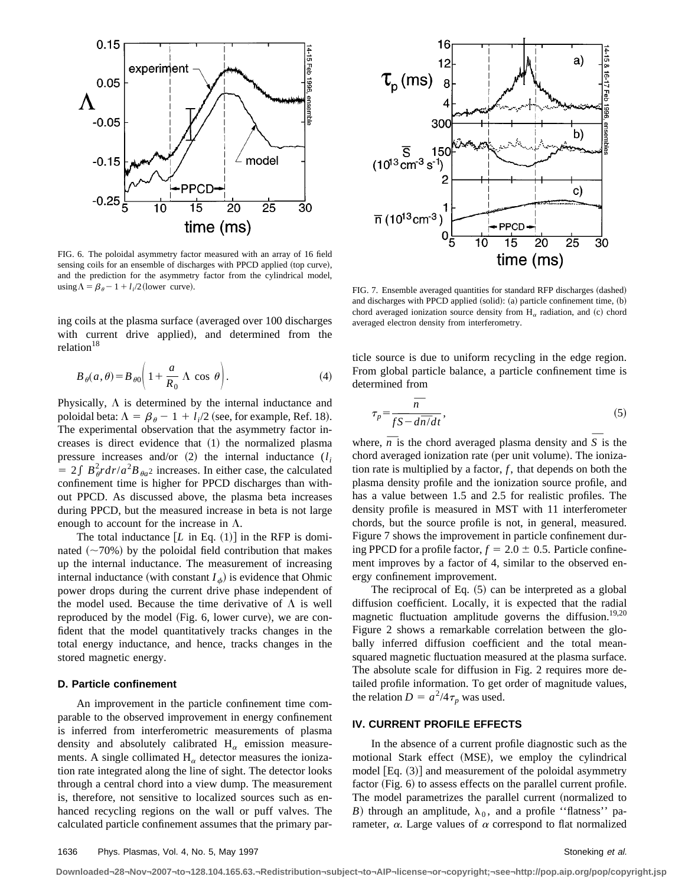FIG. 6. The poloidal asymmetry factor measured with an array of 16 field sensing coils for an ensemble of discharges with PPCD applied (top curve), and the prediction for the asymmetry factor from the cylindrical model, using $\Lambda = \beta_\theta - 1 + l_i/2$ (lower curve).

FIG. 7. Ensemble averaged quantities for standard RFP discharges (dashed) and discharges with PPCD applied (solid): (a) particle confinement time, (b) chord averaged ionization source density from $H_\alpha$ radiation, and (c) chord averaged electron density from interferometry.

ing coils at the plasma surface (averaged over 100 discharges with current drive applied), and determined from the relation[18]

$$B_\theta(a,\theta) = B_{\theta 0}\left(1 + \frac{a}{R_0}\,\Lambda\,\cos\,\theta\right). \tag{4}$$

Physically, $\Lambda$ is determined by the internal inductance and poloidal beta: $\Lambda = \beta_\theta - 1 + l_i/2$ (see, for example, Ref. 18). The experimental observation that the asymmetry factor increases is direct evidence that (1) the normalized plasma pressure increases and/or (2) the internal inductance ($l_i = 2\int B_\theta^2 r dr / a^2 B_{\theta a}{}^2$ increases. In either case, the calculated confinement time is higher for PPCD discharges than without PPCD. As discussed above, the plasma beta increases during PPCD, but the measured increase in beta is not large enough to account for the increase in $\Lambda$.

The total inductance [$L$ in Eq. (1)] in the RFP is dominated (~70%) by the poloidal field contribution that makes up the internal inductance. The measurement of increasing internal inductance (with constant $I_\phi$) is evidence that Ohmic power drops during the current drive phase independent of the model used. Because the time derivative of $\Lambda$ is well reproduced by the model (Fig. 6, lower curve), we are confident that the model quantitatively tracks changes in the total energy inductance, and hence, tracks changes in the stored magnetic energy.

### D. Particle confinement

An improvement in the particle confinement time comparable to the observed improvement in energy confinement is inferred from interferometric measurements of plasma density and absolutely calibrated $H_\alpha$ emission measurements. A single collimated $H_\alpha$ detector measures the ionization rate integrated along the line of sight. The detector looks through a central chord into a view dump. The measurement is, therefore, not sensitive to localized sources such as enhanced recycling regions on the wall or puff valves. The calculated particle confinement assumes that the primary particle source is due to uniform recycling in the edge region. From global particle balance, a particle confinement time is determined from

$$\tau_p = \frac{\overline{n}}{f\overline{S} - d\overline{n}/dt}, \tag{5}$$

where, $\overline{n}$ is the chord averaged plasma density and $\overline{S}$ is the chord averaged ionization rate (per unit volume). The ionization rate is multiplied by a factor, $f$, that depends on both the plasma density profile and the ionization source profile, and has a value between 1.5 and 2.5 for realistic profiles. The density profile is measured in MST with 11 interferometer chords, but the source profile is not, in general, measured. Figure 7 shows the improvement in particle confinement during PPCD for a profile factor, $f = 2.0 \pm 0.5$. Particle confinement improves by a factor of 4, similar to the observed energy confinement improvement.

The reciprocal of Eq. (5) can be interpreted as a global diffusion coefficient. Locally, it is expected that the radial magnetic fluctuation amplitude governs the diffusion.[19,20] Figure 2 shows a remarkable correlation between the globally inferred diffusion coefficient and the total mean-squared magnetic fluctuation measured at the plasma surface. The absolute scale for diffusion in Fig. 2 requires more detailed profile information. To get order of magnitude values, the relation $D = a^2/4\tau_p$ was used.

## IV. CURRENT PROFILE EFFECTS

In the absence of a current profile diagnostic such as the motional Stark effect (MSE), we employ the cylindrical model [Eq. (3)] and measurement of the poloidal asymmetry factor (Fig. 6) to assess effects on the parallel current profile. The model parametrizes the parallel current (normalized to $B$) through an amplitude, $\lambda_0$, and a profile ''flatness'' parameter, $\alpha$. Large values of $\alpha$ correspond to flat normalized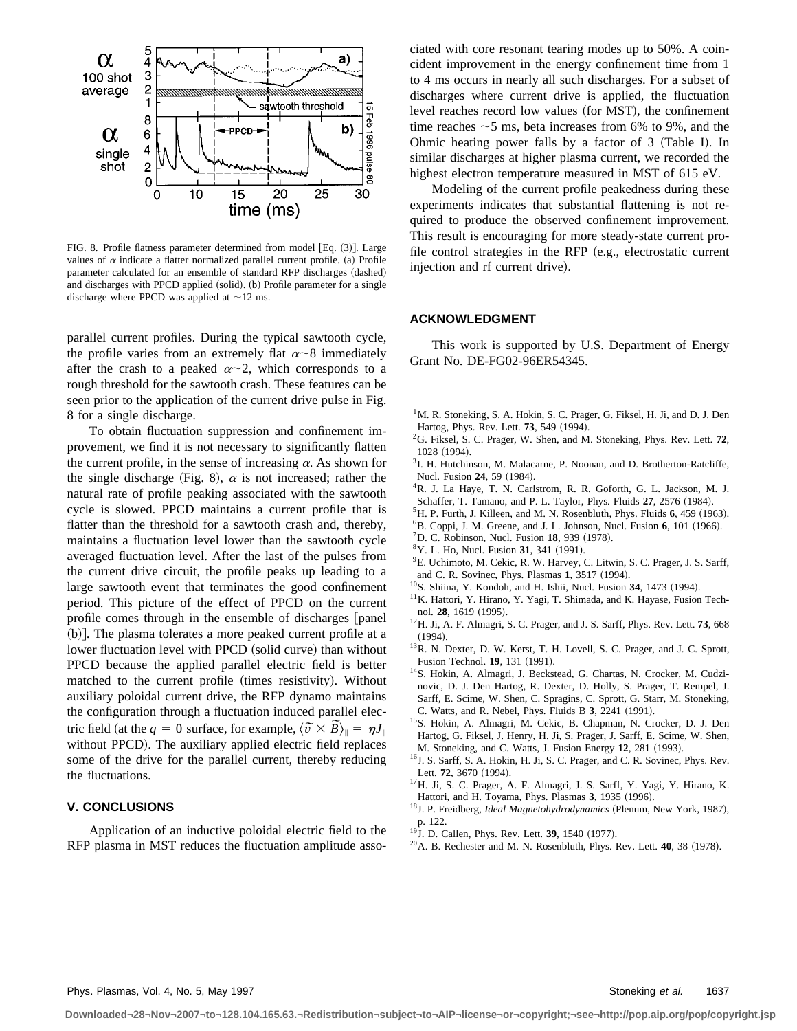α
100 shot
average

α
single
shot

5
4
3
2
1
8
6
4
2
0

a)
b)

sawtooth threshold

PPCD

15 Feb 1996 pulse 80

0 10 15 20 25 30
time (ms)

FIG. 8. Profile flatness parameter determined from model [Eq. (3)]. Large values of $\alpha$ indicate a flatter normalized parallel current profile. (a) Profile parameter calculated for an ensemble of standard RFP discharges (dashed) and discharges with PPCD applied (solid). (b) Profile parameter for a single discharge where PPCD was applied at ~12 ms.

parallel current profiles. During the typical sawtooth cycle, the profile varies from an extremely flat $\alpha \sim 8$ immediately after the crash to a peaked $\alpha \sim 2$, which corresponds to a rough threshold for the sawtooth crash. These features can be seen prior to the application of the current drive pulse in Fig. 8 for a single discharge.

To obtain fluctuation suppression and confinement improvement, we find it is not necessary to significantly flatten the current profile, in the sense of increasing $\alpha$. As shown for the single discharge (Fig. 8), $\alpha$ is not increased; rather the natural rate of profile peaking associated with the sawtooth cycle is slowed. PPCD maintains a current profile that is flatter than the threshold for a sawtooth crash and, thereby, maintains a fluctuation level lower than the sawtooth cycle averaged fluctuation level. After the last of the pulses from the current drive circuit, the profile peaks up leading to a large sawtooth event that terminates the good confinement period. This picture of the effect of PPCD on the current profile comes through in the ensemble of discharges [panel (b)]. The plasma tolerates a more peaked current profile at a lower fluctuation level with PPCD (solid curve) than without PPCD because the applied parallel electric field is better matched to the current profile (times resistivity). Without auxiliary poloidal current drive, the RFP dynamo maintains the configuration through a fluctuation induced parallel electric field (at the $q=0$ surface, for example, $\langle \tilde{v} \times \tilde{B} \rangle_{\parallel} = \eta J_{\parallel}$ without PPCD). The auxiliary applied electric field replaces some of the drive for the parallel current, thereby reducing the fluctuations.

## V. CONCLUSIONS

Application of an inductive poloidal electric field to the RFP plasma in MST reduces the fluctuation amplitude associated with core resonant tearing modes up to 50%. A coincident improvement in the energy confinement time from 1 to 4 ms occurs in nearly all such discharges. For a subset of discharges where current drive is applied, the fluctuation level reaches record low values (for MST), the confinement time reaches ~5 ms, beta increases from 6% to 9%, and the Ohmic heating power falls by a factor of 3 (Table I). In similar discharges at higher plasma current, we recorded the highest electron temperature measured in MST of 615 eV.

Modeling of the current profile peakedness during these experiments indicates that substantial flattening is not required to produce the observed confinement improvement. This result is encouraging for more steady-state current profile control strategies in the RFP (e.g., electrostatic current injection and rf current drive).

## ACKNOWLEDGMENT

This work is supported by U.S. Department of Energy Grant No. DE-FG02-96ER54345.

[1] M. R. Stoneking, S. A. Hokin, S. C. Prager, G. Fiksel, H. Ji, and D. J. Den Hartog, Phys. Rev. Lett. **73**, 549 (1994).
[2] G. Fiksel, S. C. Prager, W. Shen, and M. Stoneking, Phys. Rev. Lett. **72**, 1028 (1994).
[3] I. H. Hutchinson, M. Malacarne, P. Noonan, and D. Brotherton-Ratcliffe, Nucl. Fusion **24**, 59 (1984).
[4] R. J. La Haye, T. N. Carlstrom, R. R. Goforth, G. L. Jackson, M. J. Schaffer, T. Tamano, and P. L. Taylor, Phys. Fluids **27**, 2576 (1984).
[5] H. P. Furth, J. Killeen, and M. N. Rosenbluth, Phys. Fluids **6**, 459 (1963).
[6] B. Coppi, J. M. Greene, and J. L. Johnson, Nucl. Fusion **6**, 101 (1966).
[7] D. C. Robinson, Nucl. Fusion **18**, 939 (1978).
[8] Y. L. Ho, Nucl. Fusion **31**, 341 (1991).
[9] E. Uchimoto, M. Cekic, R. W. Harvey, C. Litwin, S. C. Prager, J. S. Sarff, and C. R. Sovinec, Phys. Plasmas **1**, 3517 (1994).
[10] S. Shiina, Y. Kondoh, and H. Ishii, Nucl. Fusion **34**, 1473 (1994).
[11] K. Hattori, Y. Hirano, Y. Yagi, T. Shimada, and K. Hayase, Fusion Technol. **28**, 1619 (1995).
[12] H. Ji, A. F. Almagri, S. C. Prager, and J. S. Sarff, Phys. Rev. Lett. **73**, 668 (1994).
[13] R. N. Dexter, D. W. Kerst, T. H. Lovell, S. C. Prager, and J. C. Sprott, Fusion Technol. **19**, 131 (1991).
[14] S. Hokin, A. Almagri, J. Beckstead, G. Chartas, N. Crocker, M. Cudzinovic, D. J. Den Hartog, R. Dexter, D. Holly, S. Prager, T. Rempel, J. Sarff, E. Scime, W. Shen, C. Spragins, C. Sprott, G. Starr, M. Stoneking, C. Watts, and R. Nebel, Phys. Fluids B **3**, 2241 (1991).
[15] S. Hokin, A. Almagri, M. Cekic, B. Chapman, N. Crocker, D. J. Den Hartog, G. Fiksel, J. Henry, H. Ji, S. Prager, J. Sarff, E. Scime, W. Shen, M. Stoneking, and C. Watts, J. Fusion Energy **12**, 281 (1993).
[16] J. S. Sarff, S. A. Hokin, H. Ji, S. C. Prager, and C. R. Sovinec, Phys. Rev. Lett. **72**, 3670 (1994).
[17] H. Ji, S. C. Prager, A. F. Almagri, J. S. Sarff, Y. Yagi, Y. Hirano, K. Hattori, and H. Toyama, Phys. Plasmas **3**, 1935 (1996).
[18] J. P. Freidberg, *Ideal Magnetohydrodynamics* (Plenum, New York, 1987), p. 122.
[19] J. D. Callen, Phys. Rev. Lett. **39**, 1540 (1977).
[20] A. B. Rechester and M. N. Rosenbluth, Phys. Rev. Lett. **40**, 38 (1978).